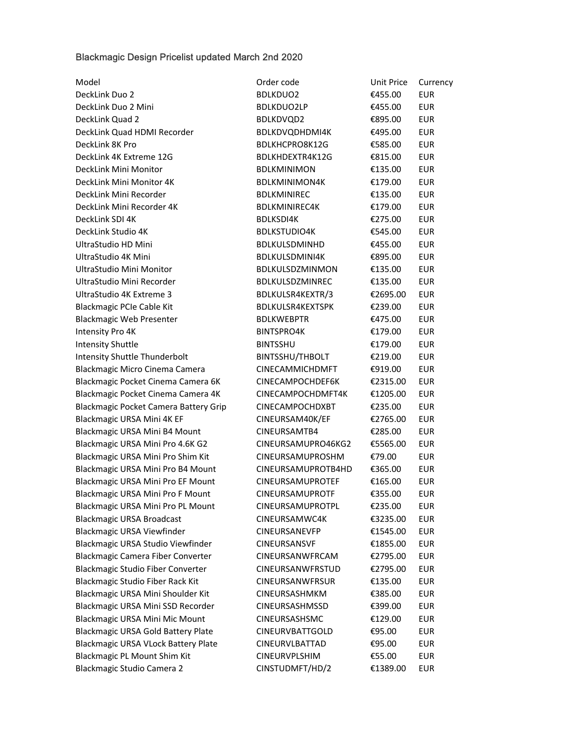Blackmagic Design Pricelist updated March 2nd 2020

| Model | Order code | Unit Price | Currency |
| --- | --- | --- | --- |
| DeckLink Duo 2 | BDLKDUO2 | €455.00 | EUR |
| DeckLink Duo 2 Mini | BDLKDUO2LP | €455.00 | EUR |
| DeckLink Quad 2 | BDLKDVQD2 | €895.00 | EUR |
| DeckLink Quad HDMI Recorder | BDLKDVQDHDMI4K | €495.00 | EUR |
| DeckLink 8K Pro | BDLKHCPRO8K12G | €585.00 | EUR |
| DeckLink 4K Extreme 12G | BDLKHDEXTR4K12G | €815.00 | EUR |
| DeckLink Mini Monitor | BDLKMINIMON | €135.00 | EUR |
| DeckLink Mini Monitor 4K | BDLKMINIMON4K | €179.00 | EUR |
| DeckLink Mini Recorder | BDLKMINIREC | €135.00 | EUR |
| DeckLink Mini Recorder 4K | BDLKMINIREC4K | €179.00 | EUR |
| DeckLink SDI 4K | BDLKSDI4K | €275.00 | EUR |
| DeckLink Studio 4K | BDLKSTUDIO4K | €545.00 | EUR |
| UltraStudio HD Mini | BDLKULSDMINHD | €455.00 | EUR |
| UltraStudio 4K Mini | BDLKULSDMINI4K | €895.00 | EUR |
| UltraStudio Mini Monitor | BDLKULSDZMINMON | €135.00 | EUR |
| UltraStudio Mini Recorder | BDLKULSDZMINREC | €135.00 | EUR |
| UltraStudio 4K Extreme 3 | BDLKULSR4KEXTR/3 | €2695.00 | EUR |
| Blackmagic PCIe Cable Kit | BDLKULSR4KEXTSPK | €239.00 | EUR |
| Blackmagic Web Presenter | BDLKWEBPTR | €475.00 | EUR |
| Intensity Pro 4K | BINTSPRO4K | €179.00 | EUR |
| Intensity Shuttle | BINTSSHU | €179.00 | EUR |
| Intensity Shuttle Thunderbolt | BINTSSHU/THBOLT | €219.00 | EUR |
| Blackmagic Micro Cinema Camera | CINECAMMICHDMFT | €919.00 | EUR |
| Blackmagic Pocket Cinema Camera 6K | CINECAMPOCHDEF6K | €2315.00 | EUR |
| Blackmagic Pocket Cinema Camera 4K | CINECAMPOCHDMFT4K | €1205.00 | EUR |
| Blackmagic Pocket Camera Battery Grip | CINECAMPOCHDXBT | €235.00 | EUR |
| Blackmagic URSA Mini 4K EF | CINEURSAM40K/EF | €2765.00 | EUR |
| Blackmagic URSA Mini B4 Mount | CINEURSAMTB4 | €285.00 | EUR |
| Blackmagic URSA Mini Pro 4.6K G2 | CINEURSAMUPRO46KG2 | €5565.00 | EUR |
| Blackmagic URSA Mini Pro Shim Kit | CINEURSAMUPROSHM | €79.00 | EUR |
| Blackmagic URSA Mini Pro B4 Mount | CINEURSAMUPROTB4HD | €365.00 | EUR |
| Blackmagic URSA Mini Pro EF Mount | CINEURSAMUPROTEF | €165.00 | EUR |
| Blackmagic URSA Mini Pro F Mount | CINEURSAMUPROTF | €355.00 | EUR |
| Blackmagic URSA Mini Pro PL Mount | CINEURSAMUPROTPL | €235.00 | EUR |
| Blackmagic URSA Broadcast | CINEURSAMWC4K | €3235.00 | EUR |
| Blackmagic URSA Viewfinder | CINEURSANEVFP | €1545.00 | EUR |
| Blackmagic URSA Studio Viewfinder | CINEURSANSVF | €1855.00 | EUR |
| Blackmagic Camera Fiber Converter | CINEURSANWFRCAM | €2795.00 | EUR |
| Blackmagic Studio Fiber Converter | CINEURSANWFRSTUD | €2795.00 | EUR |
| Blackmagic Studio Fiber Rack Kit | CINEURSANWFRSUR | €135.00 | EUR |
| Blackmagic URSA Mini Shoulder Kit | CINEURSASHMKM | €385.00 | EUR |
| Blackmagic URSA Mini SSD Recorder | CINEURSASHMSSD | €399.00 | EUR |
| Blackmagic URSA Mini Mic Mount | CINEURSASHSMC | €129.00 | EUR |
| Blackmagic URSA Gold Battery Plate | CINEURVBATTGOLD | €95.00 | EUR |
| Blackmagic URSA VLock Battery Plate | CINEURVLBATTAD | €95.00 | EUR |
| Blackmagic PL Mount Shim Kit | CINEURVPLSHIM | €55.00 | EUR |
| Blackmagic Studio Camera 2 | CINSTUDMFT/HD/2 | €1389.00 | EUR |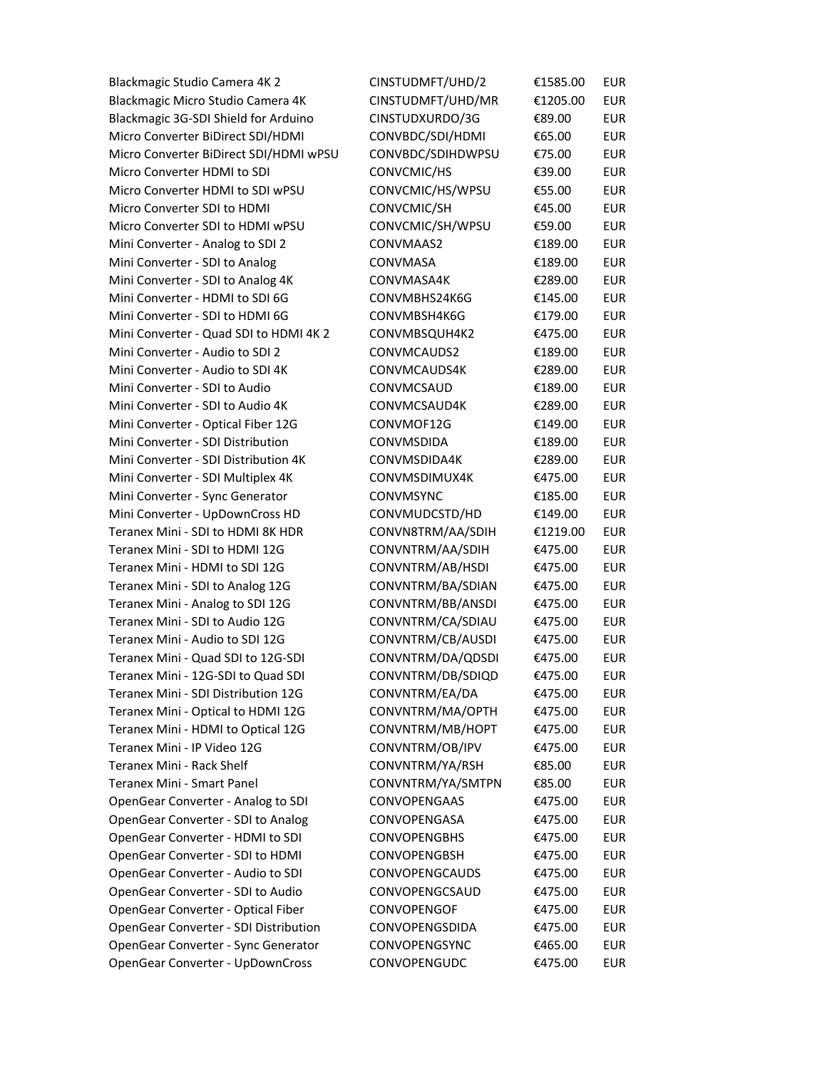| | | | |
|---|---|---|---|
| Blackmagic Studio Camera 4K 2 | CINSTUDMFT/UHD/2 | €1585.00 | EUR |
| Blackmagic Micro Studio Camera 4K | CINSTUDMFT/UHD/MR | €1205.00 | EUR |
| Blackmagic 3G-SDI Shield for Arduino | CINSTUDXURDO/3G | €89.00 | EUR |
| Micro Converter BiDirect SDI/HDMI | CONVBDC/SDI/HDMI | €65.00 | EUR |
| Micro Converter BiDirect SDI/HDMI wPSU | CONVBDC/SDIHDWPSU | €75.00 | EUR |
| Micro Converter HDMI to SDI | CONVCMIC/HS | €39.00 | EUR |
| Micro Converter HDMI to SDI wPSU | CONVCMIC/HS/WPSU | €55.00 | EUR |
| Micro Converter SDI to HDMI | CONVCMIC/SH | €45.00 | EUR |
| Micro Converter SDI to HDMI wPSU | CONVCMIC/SH/WPSU | €59.00 | EUR |
| Mini Converter - Analog to SDI 2 | CONVMAAS2 | €189.00 | EUR |
| Mini Converter - SDI to Analog | CONVMASA | €189.00 | EUR |
| Mini Converter - SDI to Analog 4K | CONVMASA4K | €289.00 | EUR |
| Mini Converter - HDMI to SDI 6G | CONVMBHS24K6G | €145.00 | EUR |
| Mini Converter - SDI to HDMI 6G | CONVMBSH4K6G | €179.00 | EUR |
| Mini Converter - Quad SDI to HDMI 4K 2 | CONVMBSQUH4K2 | €475.00 | EUR |
| Mini Converter - Audio to SDI 2 | CONVMCAUDS2 | €189.00 | EUR |
| Mini Converter - Audio to SDI 4K | CONVMCAUDS4K | €289.00 | EUR |
| Mini Converter - SDI to Audio | CONVMCSAUD | €189.00 | EUR |
| Mini Converter - SDI to Audio 4K | CONVMCSAUD4K | €289.00 | EUR |
| Mini Converter - Optical Fiber 12G | CONVMOF12G | €149.00 | EUR |
| Mini Converter - SDI Distribution | CONVMSDIDA | €189.00 | EUR |
| Mini Converter - SDI Distribution 4K | CONVMSDIDA4K | €289.00 | EUR |
| Mini Converter - SDI Multiplex 4K | CONVMSDIMUX4K | €475.00 | EUR |
| Mini Converter - Sync Generator | CONVMSYNC | €185.00 | EUR |
| Mini Converter - UpDownCross HD | CONVMUDCSTD/HD | €149.00 | EUR |
| Teranex Mini - SDI to HDMI 8K HDR | CONVN8TRM/AA/SDIH | €1219.00 | EUR |
| Teranex Mini - SDI to HDMI 12G | CONVNTRM/AA/SDIH | €475.00 | EUR |
| Teranex Mini - HDMI to SDI 12G | CONVNTRM/AB/HSDI | €475.00 | EUR |
| Teranex Mini - SDI to Analog 12G | CONVNTRM/BA/SDIAN | €475.00 | EUR |
| Teranex Mini - Analog to SDI 12G | CONVNTRM/BB/ANSDI | €475.00 | EUR |
| Teranex Mini - SDI to Audio 12G | CONVNTRM/CA/SDIAU | €475.00 | EUR |
| Teranex Mini - Audio to SDI 12G | CONVNTRM/CB/AUSDI | €475.00 | EUR |
| Teranex Mini - Quad SDI to 12G-SDI | CONVNTRM/DA/QDSDI | €475.00 | EUR |
| Teranex Mini - 12G-SDI to Quad SDI | CONVNTRM/DB/SDIQD | €475.00 | EUR |
| Teranex Mini - SDI Distribution 12G | CONVNTRM/EA/DA | €475.00 | EUR |
| Teranex Mini - Optical to HDMI 12G | CONVNTRM/MA/OPTH | €475.00 | EUR |
| Teranex Mini - HDMI to Optical 12G | CONVNTRM/MB/HOPT | €475.00 | EUR |
| Teranex Mini - IP Video 12G | CONVNTRM/OB/IPV | €475.00 | EUR |
| Teranex Mini - Rack Shelf | CONVNTRM/YA/RSH | €85.00 | EUR |
| Teranex Mini - Smart Panel | CONVNTRM/YA/SMTPN | €85.00 | EUR |
| OpenGear Converter - Analog to SDI | CONVOPENGAAS | €475.00 | EUR |
| OpenGear Converter - SDI to Analog | CONVOPENGASA | €475.00 | EUR |
| OpenGear Converter - HDMI to SDI | CONVOPENGBHS | €475.00 | EUR |
| OpenGear Converter - SDI to HDMI | CONVOPENGBSH | €475.00 | EUR |
| OpenGear Converter - Audio to SDI | CONVOPENGCAUDS | €475.00 | EUR |
| OpenGear Converter - SDI to Audio | CONVOPENGCSAUD | €475.00 | EUR |
| OpenGear Converter - Optical Fiber | CONVOPENGOF | €475.00 | EUR |
| OpenGear Converter - SDI Distribution | CONVOPENGSDIDA | €475.00 | EUR |
| OpenGear Converter - Sync Generator | CONVOPENGSYNC | €465.00 | EUR |
| OpenGear Converter - UpDownCross | CONVOPENGUDC | €475.00 | EUR |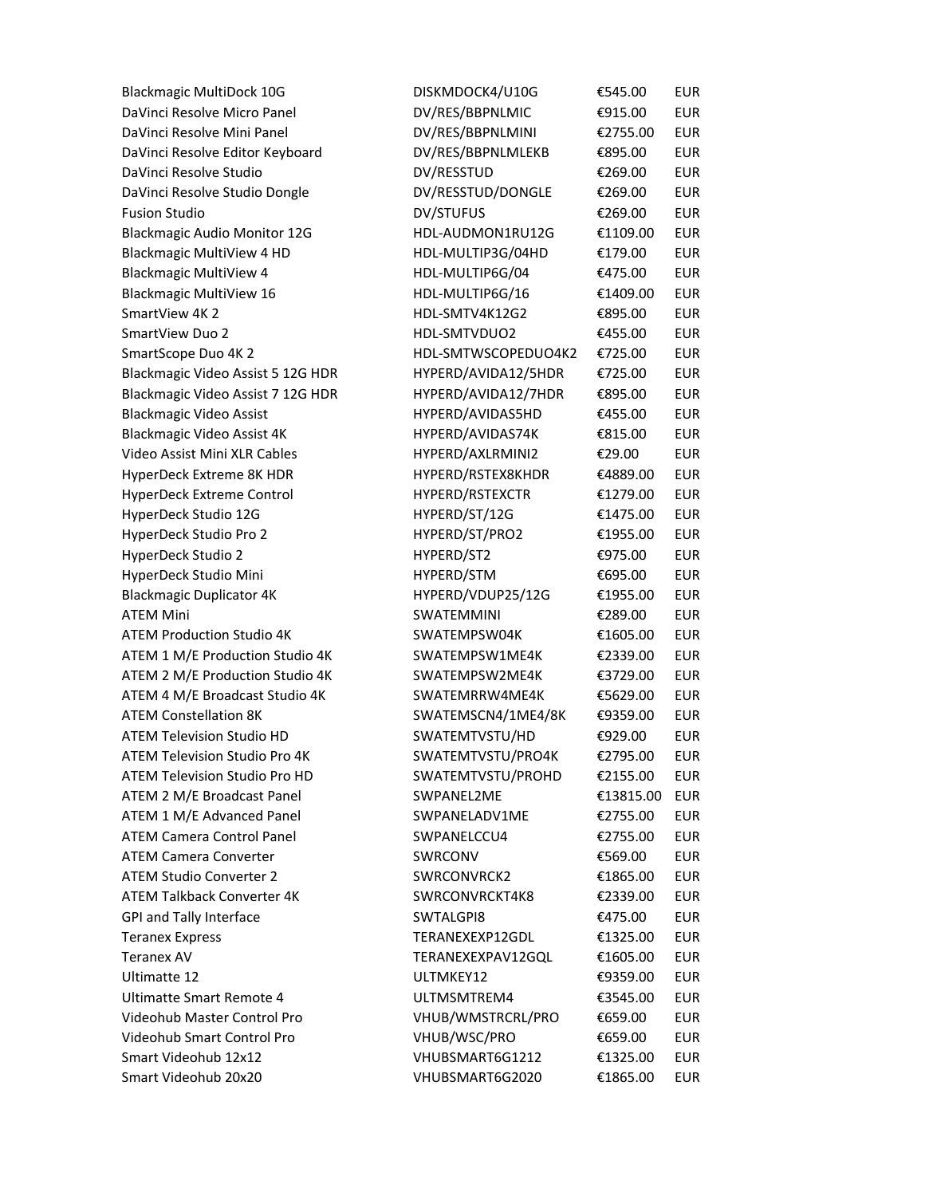| | | | |
|---|---|---|---|
| Blackmagic MultiDock 10G | DISKMDOCK4/U10G | €545.00 | EUR |
| DaVinci Resolve Micro Panel | DV/RES/BBPNLMIC | €915.00 | EUR |
| DaVinci Resolve Mini Panel | DV/RES/BBPNLMINI | €2755.00 | EUR |
| DaVinci Resolve Editor Keyboard | DV/RES/BBPNLMLEKB | €895.00 | EUR |
| DaVinci Resolve Studio | DV/RESSTUD | €269.00 | EUR |
| DaVinci Resolve Studio Dongle | DV/RESSTUD/DONGLE | €269.00 | EUR |
| Fusion Studio | DV/STUFUS | €269.00 | EUR |
| Blackmagic Audio Monitor 12G | HDL-AUDMON1RU12G | €1109.00 | EUR |
| Blackmagic MultiView 4 HD | HDL-MULTIP3G/04HD | €179.00 | EUR |
| Blackmagic MultiView 4 | HDL-MULTIP6G/04 | €475.00 | EUR |
| Blackmagic MultiView 16 | HDL-MULTIP6G/16 | €1409.00 | EUR |
| SmartView 4K 2 | HDL-SMTV4K12G2 | €895.00 | EUR |
| SmartView Duo 2 | HDL-SMTVDUO2 | €455.00 | EUR |
| SmartScope Duo 4K 2 | HDL-SMTWSCOPEDUO4K2 | €725.00 | EUR |
| Blackmagic Video Assist 5 12G HDR | HYPERD/AVIDA12/5HDR | €725.00 | EUR |
| Blackmagic Video Assist 7 12G HDR | HYPERD/AVIDA12/7HDR | €895.00 | EUR |
| Blackmagic Video Assist | HYPERD/AVIDAS5HD | €455.00 | EUR |
| Blackmagic Video Assist 4K | HYPERD/AVIDAS74K | €815.00 | EUR |
| Video Assist Mini XLR Cables | HYPERD/AXLRMINI2 | €29.00 | EUR |
| HyperDeck Extreme 8K HDR | HYPERD/RSTEX8KHDR | €4889.00 | EUR |
| HyperDeck Extreme Control | HYPERD/RSTEXCTR | €1279.00 | EUR |
| HyperDeck Studio 12G | HYPERD/ST/12G | €1475.00 | EUR |
| HyperDeck Studio Pro 2 | HYPERD/ST/PRO2 | €1955.00 | EUR |
| HyperDeck Studio 2 | HYPERD/ST2 | €975.00 | EUR |
| HyperDeck Studio Mini | HYPERD/STM | €695.00 | EUR |
| Blackmagic Duplicator 4K | HYPERD/VDUP25/12G | €1955.00 | EUR |
| ATEM Mini | SWATEMMINI | €289.00 | EUR |
| ATEM Production Studio 4K | SWATEMPSW04K | €1605.00 | EUR |
| ATEM 1 M/E Production Studio 4K | SWATEMPSW1ME4K | €2339.00 | EUR |
| ATEM 2 M/E Production Studio 4K | SWATEMPSW2ME4K | €3729.00 | EUR |
| ATEM 4 M/E Broadcast Studio 4K | SWATEMRRW4ME4K | €5629.00 | EUR |
| ATEM Constellation 8K | SWATEMSCN4/1ME4/8K | €9359.00 | EUR |
| ATEM Television Studio HD | SWATEMTVSTU/HD | €929.00 | EUR |
| ATEM Television Studio Pro 4K | SWATEMTVSTU/PRO4K | €2795.00 | EUR |
| ATEM Television Studio Pro HD | SWATEMTVSTU/PROHD | €2155.00 | EUR |
| ATEM 2 M/E Broadcast Panel | SWPANEL2ME | €13815.00 | EUR |
| ATEM 1 M/E Advanced Panel | SWPANELADV1ME | €2755.00 | EUR |
| ATEM Camera Control Panel | SWPANELCCU4 | €2755.00 | EUR |
| ATEM Camera Converter | SWRCONV | €569.00 | EUR |
| ATEM Studio Converter 2 | SWRCONVRCK2 | €1865.00 | EUR |
| ATEM Talkback Converter 4K | SWRCONVRCKT4K8 | €2339.00 | EUR |
| GPI and Tally Interface | SWTALGPI8 | €475.00 | EUR |
| Teranex Express | TERANEXEXP12GDL | €1325.00 | EUR |
| Teranex AV | TERANEXEXPAV12GQL | €1605.00 | EUR |
| Ultimatte 12 | ULTMKEY12 | €9359.00 | EUR |
| Ultimatte Smart Remote 4 | ULTMSMTREM4 | €3545.00 | EUR |
| Videohub Master Control Pro | VHUB/WMSTRCRL/PRO | €659.00 | EUR |
| Videohub Smart Control Pro | VHUB/WSC/PRO | €659.00 | EUR |
| Smart Videohub 12x12 | VHUBSMART6G1212 | €1325.00 | EUR |
| Smart Videohub 20x20 | VHUBSMART6G2020 | €1865.00 | EUR |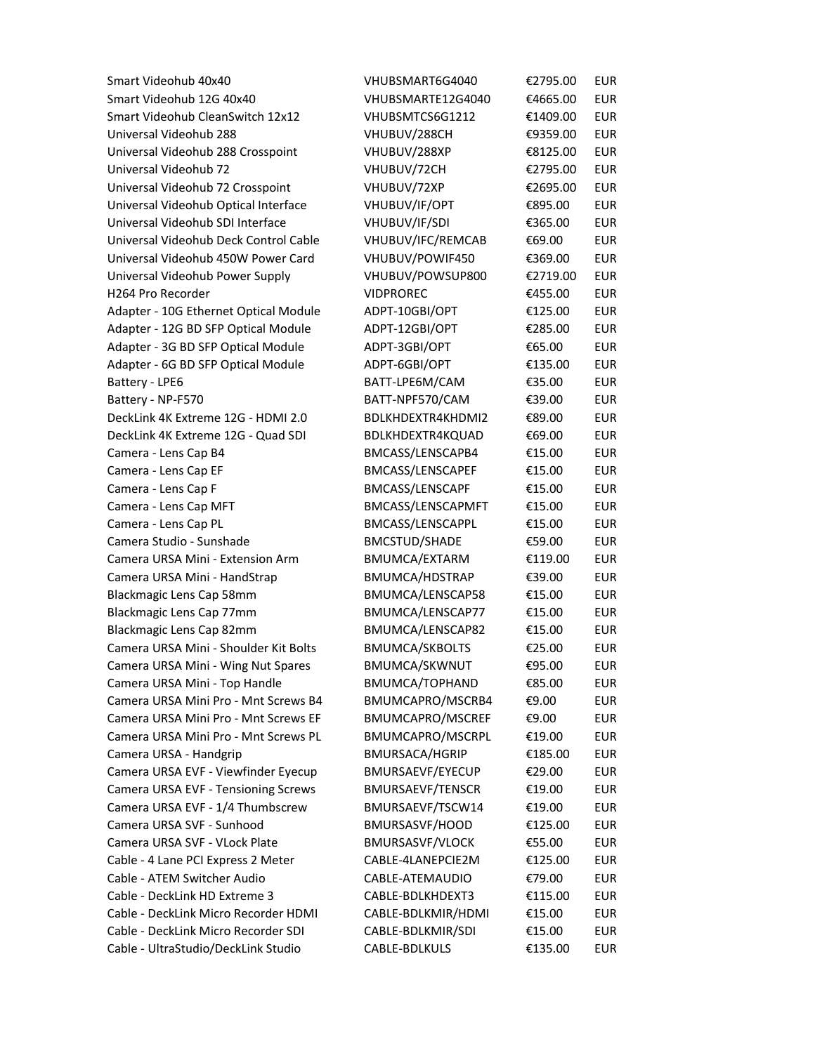| | | | |
|---|---|---|---|
| Smart Videohub 40x40 | VHUBSMART6G4040 | €2795.00 | EUR |
| Smart Videohub 12G 40x40 | VHUBSMARTE12G4040 | €4665.00 | EUR |
| Smart Videohub CleanSwitch 12x12 | VHUBSMTCS6G1212 | €1409.00 | EUR |
| Universal Videohub 288 | VHUBUV/288CH | €9359.00 | EUR |
| Universal Videohub 288 Crosspoint | VHUBUV/288XP | €8125.00 | EUR |
| Universal Videohub 72 | VHUBUV/72CH | €2795.00 | EUR |
| Universal Videohub 72 Crosspoint | VHUBUV/72XP | €2695.00 | EUR |
| Universal Videohub Optical Interface | VHUBUV/IF/OPT | €895.00 | EUR |
| Universal Videohub SDI Interface | VHUBUV/IF/SDI | €365.00 | EUR |
| Universal Videohub Deck Control Cable | VHUBUV/IFC/REMCAB | €69.00 | EUR |
| Universal Videohub 450W Power Card | VHUBUV/POWIF450 | €369.00 | EUR |
| Universal Videohub Power Supply | VHUBUV/POWSUP800 | €2719.00 | EUR |
| H264 Pro Recorder | VIDPROREC | €455.00 | EUR |
| Adapter - 10G Ethernet Optical Module | ADPT-10GBI/OPT | €125.00 | EUR |
| Adapter - 12G BD SFP Optical Module | ADPT-12GBI/OPT | €285.00 | EUR |
| Adapter - 3G BD SFP Optical Module | ADPT-3GBI/OPT | €65.00 | EUR |
| Adapter - 6G BD SFP Optical Module | ADPT-6GBI/OPT | €135.00 | EUR |
| Battery - LPE6 | BATT-LPE6M/CAM | €35.00 | EUR |
| Battery - NP-F570 | BATT-NPF570/CAM | €39.00 | EUR |
| DeckLink 4K Extreme 12G - HDMI 2.0 | BDLKHDEXTR4KHDMI2 | €89.00 | EUR |
| DeckLink 4K Extreme 12G - Quad SDI | BDLKHDEXTR4KQUAD | €69.00 | EUR |
| Camera - Lens Cap B4 | BMCASS/LENSCAPB4 | €15.00 | EUR |
| Camera - Lens Cap EF | BMCASS/LENSCAPEF | €15.00 | EUR |
| Camera - Lens Cap F | BMCASS/LENSCAPF | €15.00 | EUR |
| Camera - Lens Cap MFT | BMCASS/LENSCAPMFT | €15.00 | EUR |
| Camera - Lens Cap PL | BMCASS/LENSCAPPL | €15.00 | EUR |
| Camera Studio - Sunshade | BMCSTUD/SHADE | €59.00 | EUR |
| Camera URSA Mini - Extension Arm | BMUMCA/EXTARM | €119.00 | EUR |
| Camera URSA Mini - HandStrap | BMUMCA/HDSTRAP | €39.00 | EUR |
| Blackmagic Lens Cap 58mm | BMUMCA/LENSCAP58 | €15.00 | EUR |
| Blackmagic Lens Cap 77mm | BMUMCA/LENSCAP77 | €15.00 | EUR |
| Blackmagic Lens Cap 82mm | BMUMCA/LENSCAP82 | €15.00 | EUR |
| Camera URSA Mini - Shoulder Kit Bolts | BMUMCA/SKBOLTS | €25.00 | EUR |
| Camera URSA Mini - Wing Nut Spares | BMUMCA/SKWNUT | €95.00 | EUR |
| Camera URSA Mini - Top Handle | BMUMCA/TOPHAND | €85.00 | EUR |
| Camera URSA Mini Pro - Mnt Screws B4 | BMUMCAPRO/MSCRB4 | €9.00 | EUR |
| Camera URSA Mini Pro - Mnt Screws EF | BMUMCAPRO/MSCREF | €9.00 | EUR |
| Camera URSA Mini Pro - Mnt Screws PL | BMUMCAPRO/MSCRPL | €19.00 | EUR |
| Camera URSA - Handgrip | BMURSACA/HGRIP | €185.00 | EUR |
| Camera URSA EVF - Viewfinder Eyecup | BMURSAEVF/EYECUP | €29.00 | EUR |
| Camera URSA EVF - Tensioning Screws | BMURSAEVF/TENSCR | €19.00 | EUR |
| Camera URSA EVF - 1/4 Thumbscrew | BMURSAEVF/TSCW14 | €19.00 | EUR |
| Camera URSA SVF - Sunhood | BMURSASVF/HOOD | €125.00 | EUR |
| Camera URSA SVF - VLock Plate | BMURSASVF/VLOCK | €55.00 | EUR |
| Cable - 4 Lane PCI Express 2 Meter | CABLE-4LANEPCIE2M | €125.00 | EUR |
| Cable - ATEM Switcher Audio | CABLE-ATEMAUDIO | €79.00 | EUR |
| Cable - DeckLink HD Extreme 3 | CABLE-BDLKHDEXT3 | €115.00 | EUR |
| Cable - DeckLink Micro Recorder HDMI | CABLE-BDLKMIR/HDMI | €15.00 | EUR |
| Cable - DeckLink Micro Recorder SDI | CABLE-BDLKMIR/SDI | €15.00 | EUR |
| Cable - UltraStudio/DeckLink Studio | CABLE-BDLKULS | €135.00 | EUR |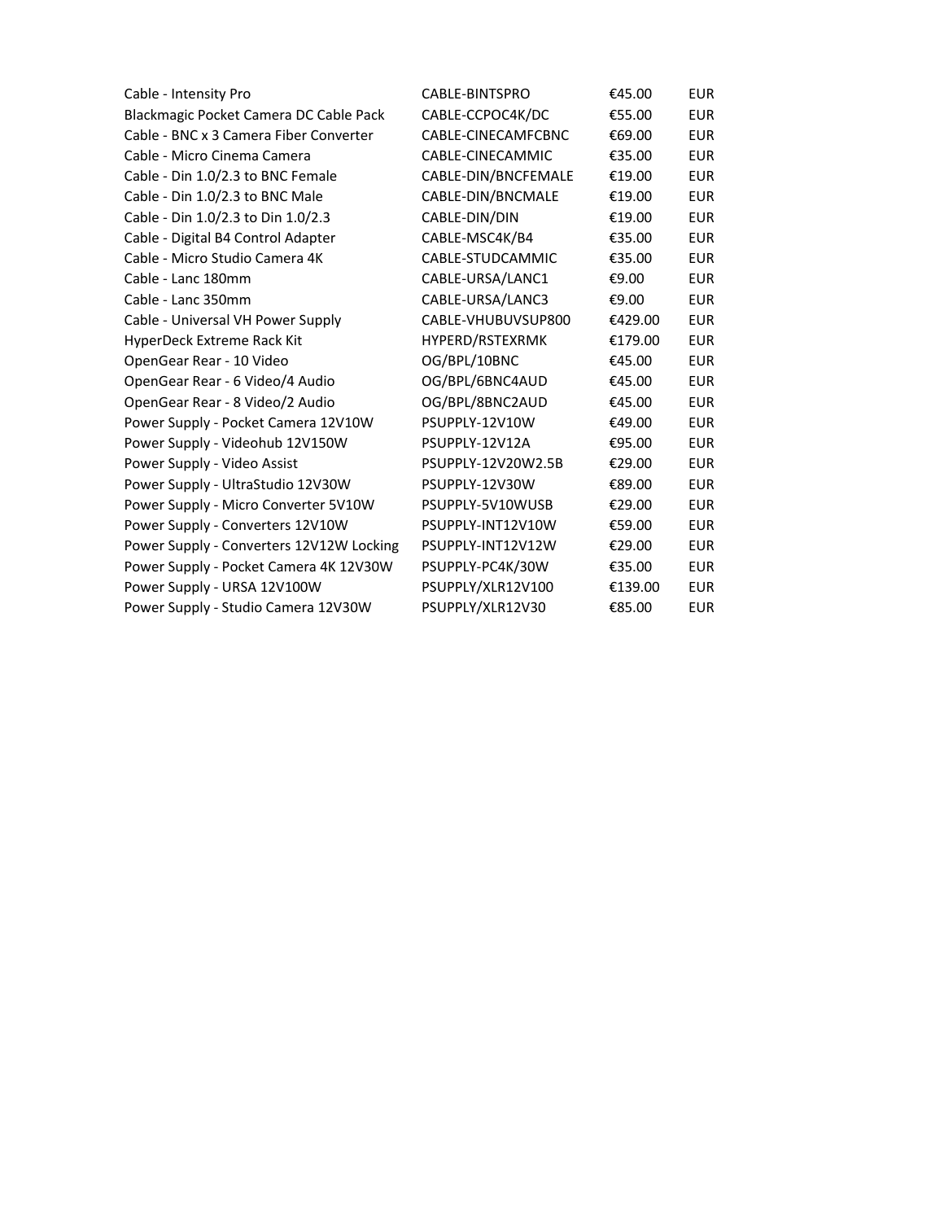| | | | |
|---|---|---|---|
| Cable - Intensity Pro | CABLE-BINTSPRO | €45.00 | EUR |
| Blackmagic Pocket Camera DC Cable Pack | CABLE-CCPOC4K/DC | €55.00 | EUR |
| Cable - BNC x 3 Camera Fiber Converter | CABLE-CINECAMFCBNC | €69.00 | EUR |
| Cable - Micro Cinema Camera | CABLE-CINECAMMIC | €35.00 | EUR |
| Cable - Din 1.0/2.3 to BNC Female | CABLE-DIN/BNCFEMALE | €19.00 | EUR |
| Cable - Din 1.0/2.3 to BNC Male | CABLE-DIN/BNCMALE | €19.00 | EUR |
| Cable - Din 1.0/2.3 to Din 1.0/2.3 | CABLE-DIN/DIN | €19.00 | EUR |
| Cable - Digital B4 Control Adapter | CABLE-MSC4K/B4 | €35.00 | EUR |
| Cable - Micro Studio Camera 4K | CABLE-STUDCAMMIC | €35.00 | EUR |
| Cable - Lanc 180mm | CABLE-URSA/LANC1 | €9.00 | EUR |
| Cable - Lanc 350mm | CABLE-URSA/LANC3 | €9.00 | EUR |
| Cable - Universal VH Power Supply | CABLE-VHUBUVSUP800 | €429.00 | EUR |
| HyperDeck Extreme Rack Kit | HYPERD/RSTEXRMK | €179.00 | EUR |
| OpenGear Rear - 10 Video | OG/BPL/10BNC | €45.00 | EUR |
| OpenGear Rear - 6 Video/4 Audio | OG/BPL/6BNC4AUD | €45.00 | EUR |
| OpenGear Rear - 8 Video/2 Audio | OG/BPL/8BNC2AUD | €45.00 | EUR |
| Power Supply - Pocket Camera 12V10W | PSUPPLY-12V10W | €49.00 | EUR |
| Power Supply - Videohub 12V150W | PSUPPLY-12V12A | €95.00 | EUR |
| Power Supply - Video Assist | PSUPPLY-12V20W2.5B | €29.00 | EUR |
| Power Supply - UltraStudio 12V30W | PSUPPLY-12V30W | €89.00 | EUR |
| Power Supply - Micro Converter 5V10W | PSUPPLY-5V10WUSB | €29.00 | EUR |
| Power Supply - Converters 12V10W | PSUPPLY-INT12V10W | €59.00 | EUR |
| Power Supply - Converters 12V12W Locking | PSUPPLY-INT12V12W | €29.00 | EUR |
| Power Supply - Pocket Camera 4K 12V30W | PSUPPLY-PC4K/30W | €35.00 | EUR |
| Power Supply - URSA 12V100W | PSUPPLY/XLR12V100 | €139.00 | EUR |
| Power Supply - Studio Camera 12V30W | PSUPPLY/XLR12V30 | €85.00 | EUR |